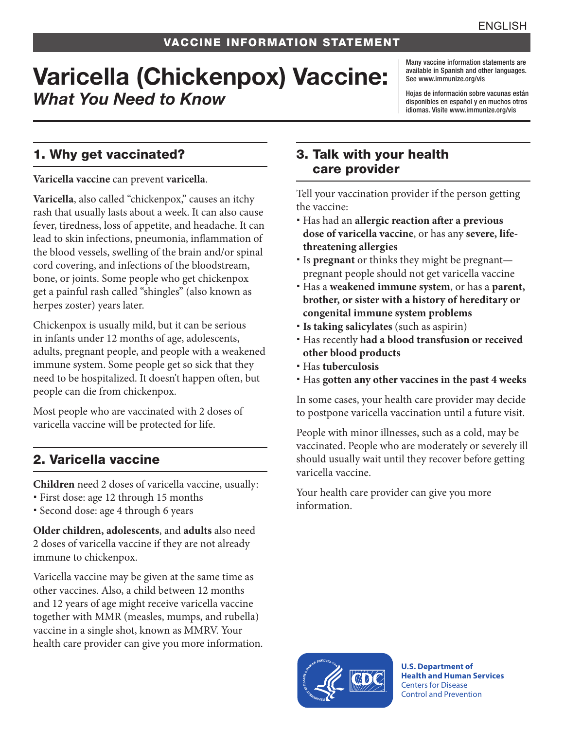ENGLISH

VACCINE INFORMATION STATEMENT

# Varicella (Chickenpox) Vaccine: *What You Need to Know*

Many vaccine information statements are available in Spanish and other languages. See www.immunize.org/vis

Hojas de información sobre vacunas están disponibles en español y en muchos otros idiomas. Visite www.immunize.org/vis

## 1. Why get vaccinated?

**Varicella vaccine** can prevent **varicella**.

**Varicella**, also called "chickenpox," causes an itchy rash that usually lasts about a week. It can also cause fever, tiredness, loss of appetite, and headache. It can lead to skin infections, pneumonia, inflammation of the blood vessels, swelling of the brain and/or spinal cord covering, and infections of the bloodstream, bone, or joints. Some people who get chickenpox get a painful rash called "shingles" (also known as herpes zoster) years later.

Chickenpox is usually mild, but it can be serious in infants under 12 months of age, adolescents, adults, pregnant people, and people with a weakened immune system. Some people get so sick that they need to be hospitalized. It doesn't happen often, but people can die from chickenpox.

Most people who are vaccinated with 2 doses of varicella vaccine will be protected for life.

## 2. Varicella vaccine

**Children** need 2 doses of varicella vaccine, usually:

- First dose: age 12 through 15 months
- Second dose: age 4 through 6 years

**Older children, adolescents**, and **adults** also need 2 doses of varicella vaccine if they are not already immune to chickenpox.

Varicella vaccine may be given at the same time as other vaccines. Also, a child between 12 months and 12 years of age might receive varicella vaccine together with MMR (measles, mumps, and rubella) vaccine in a single shot, known as MMRV. Your health care provider can give you more information.

## 3. Talk with your health care provider

Tell your vaccination provider if the person getting the vaccine:

- Has had an **allergic reaction after a previous dose of varicella vaccine**, or has any **severe, life-threatening allergies**
- Is **pregnant** or thinks they might be pregnant—pregnant people should not get varicella vaccine
- Has a **weakened immune system**, or has a **parent, brother, or sister with a history of hereditary or congenital immune system problems**
- **Is taking salicylates** (such as aspirin)
- Has recently **had a blood transfusion or received other blood products**
- Has **tuberculosis**
- Has **gotten any other vaccines in the past 4 weeks**

In some cases, your health care provider may decide to postpone varicella vaccination until a future visit.

People with minor illnesses, such as a cold, may be vaccinated. People who are moderately or severely ill should usually wait until they recover before getting varicella vaccine.

Your health care provider can give you more information.

**U.S. Department of Health and Human Services**
Centers for Disease Control and Prevention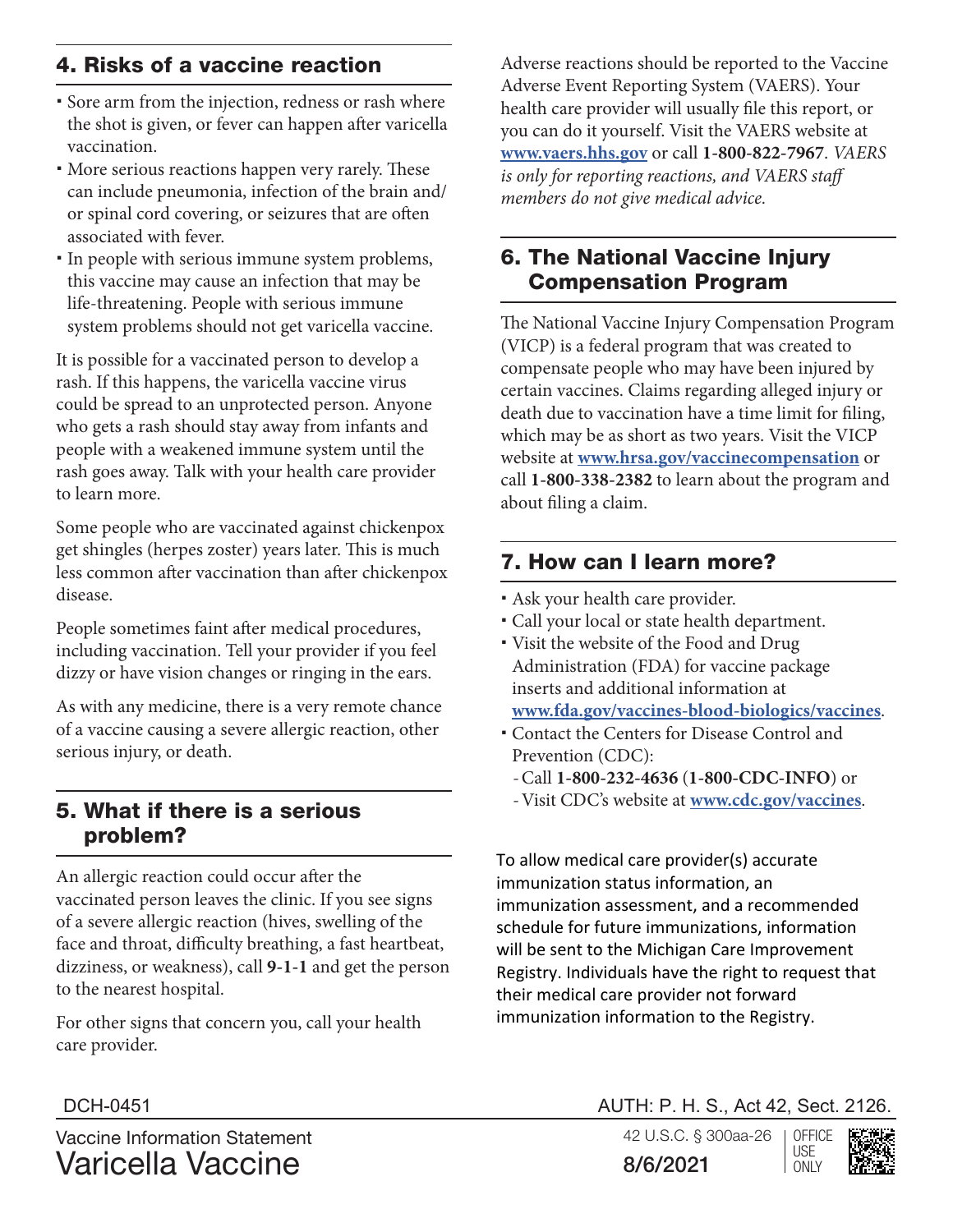## 4. Risks of a vaccine reaction

- Sore arm from the injection, redness or rash where the shot is given, or fever can happen after varicella vaccination.
- More serious reactions happen very rarely. These can include pneumonia, infection of the brain and/or spinal cord covering, or seizures that are often associated with fever.
- In people with serious immune system problems, this vaccine may cause an infection that may be life-threatening. People with serious immune system problems should not get varicella vaccine.

It is possible for a vaccinated person to develop a rash. If this happens, the varicella vaccine virus could be spread to an unprotected person. Anyone who gets a rash should stay away from infants and people with a weakened immune system until the rash goes away. Talk with your health care provider to learn more.

Some people who are vaccinated against chickenpox get shingles (herpes zoster) years later. This is much less common after vaccination than after chickenpox disease.

People sometimes faint after medical procedures, including vaccination. Tell your provider if you feel dizzy or have vision changes or ringing in the ears.

As with any medicine, there is a very remote chance of a vaccine causing a severe allergic reaction, other serious injury, or death.

## 5. What if there is a serious problem?

An allergic reaction could occur after the vaccinated person leaves the clinic. If you see signs of a severe allergic reaction (hives, swelling of the face and throat, difficulty breathing, a fast heartbeat, dizziness, or weakness), call **9-1-1** and get the person to the nearest hospital.

For other signs that concern you, call your health care provider.

Adverse reactions should be reported to the Vaccine Adverse Event Reporting System (VAERS). Your health care provider will usually file this report, or you can do it yourself. Visit the VAERS website at **www.vaers.hhs.gov** or call **1-800-822-7967**. *VAERS is only for reporting reactions, and VAERS staff members do not give medical advice.*

## 6. The National Vaccine Injury Compensation Program

The National Vaccine Injury Compensation Program (VICP) is a federal program that was created to compensate people who may have been injured by certain vaccines. Claims regarding alleged injury or death due to vaccination have a time limit for filing, which may be as short as two years. Visit the VICP website at **www.hrsa.gov/vaccinecompensation** or call **1-800-338-2382** to learn about the program and about filing a claim.

## 7. How can I learn more?

- Ask your health care provider.
- Call your local or state health department.
- Visit the website of the Food and Drug Administration (FDA) for vaccine package inserts and additional information at **www.fda.gov/vaccines-blood-biologics/vaccines**.
- Contact the Centers for Disease Control and Prevention (CDC):
  - Call **1-800-232-4636** (**1-800-CDC-INFO**) or
  - Visit CDC's website at **www.cdc.gov/vaccines**.

To allow medical care provider(s) accurate immunization status information, an immunization assessment, and a recommended schedule for future immunizations, information will be sent to the Michigan Care Improvement Registry. Individuals have the right to request that their medical care provider not forward immunization information to the Registry.

DCH-0451

AUTH: P. H. S., Act 42, Sect. 2126.

Vaccine Information Statement

Varicella Vaccine

42 U.S.C. § 300aa-26

8/6/2021

OFFICE USE ONLY